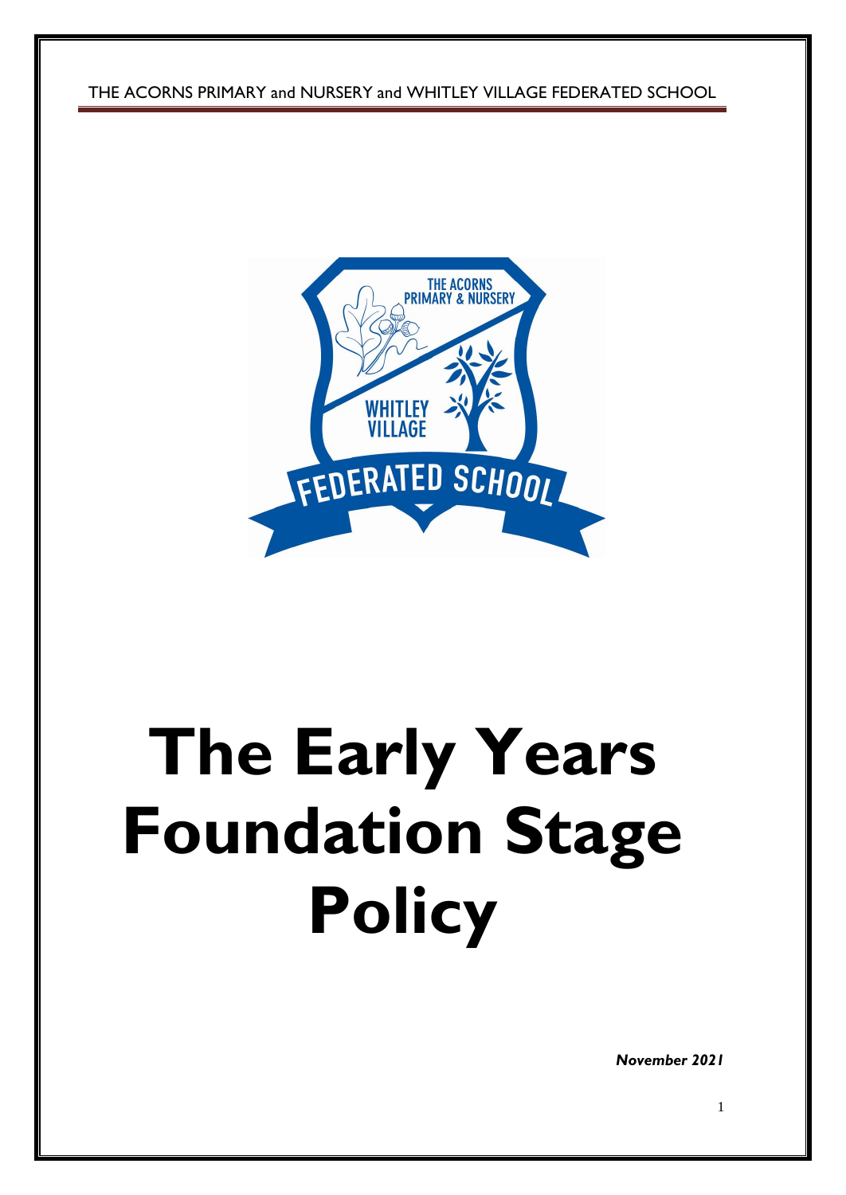THE ACORNS PRIMARY and NURSERY and WHITLEY VILLAGE FEDERATED SCHOOL

# The Early Years Foundation Stage Policy

***November 2021***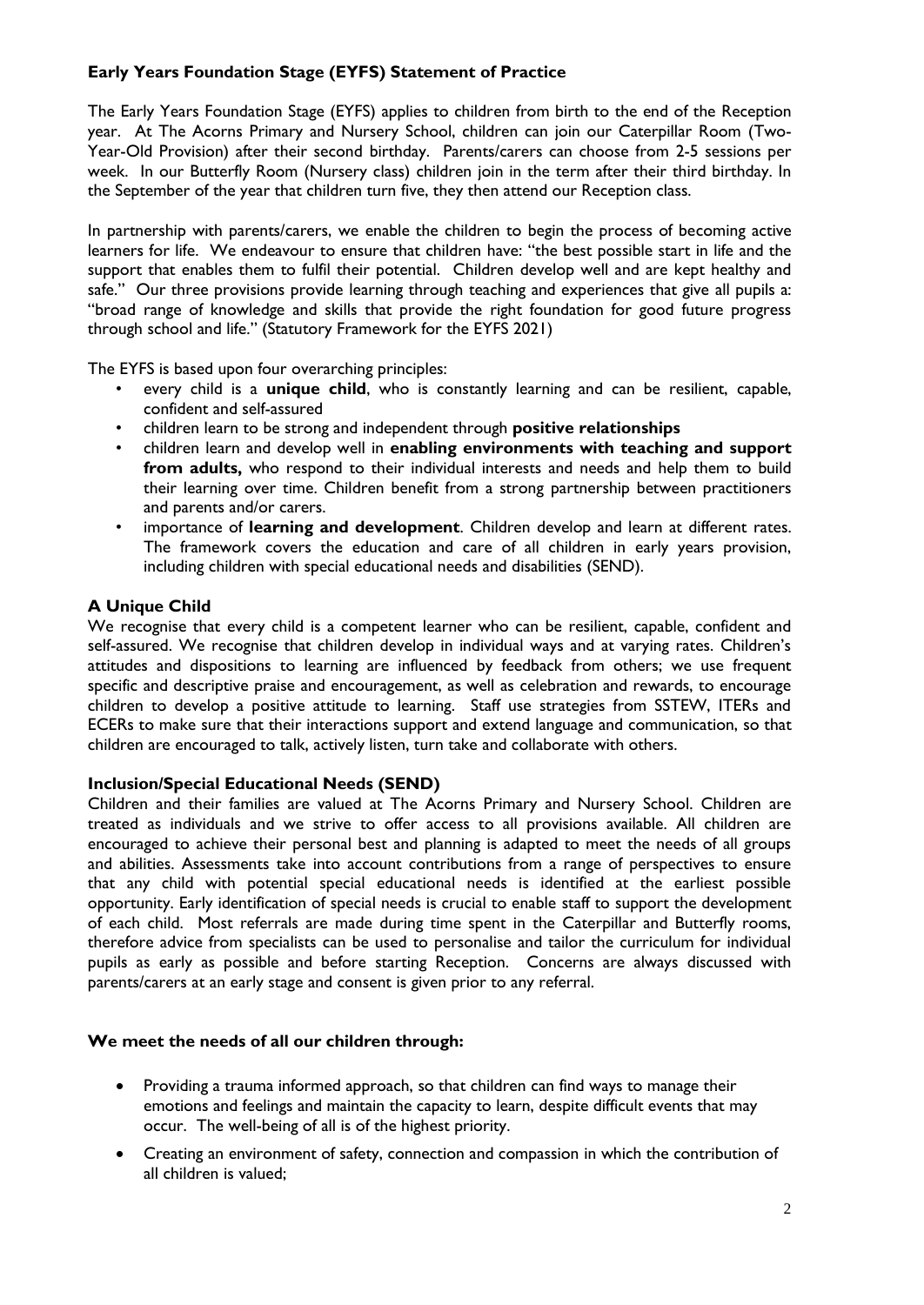## Early Years Foundation Stage (EYFS) Statement of Practice

The Early Years Foundation Stage (EYFS) applies to children from birth to the end of the Reception year. At The Acorns Primary and Nursery School, children can join our Caterpillar Room (Two-Year-Old Provision) after their second birthday. Parents/carers can choose from 2-5 sessions per week. In our Butterfly Room (Nursery class) children join in the term after their third birthday. In the September of the year that children turn five, they then attend our Reception class.

In partnership with parents/carers, we enable the children to begin the process of becoming active learners for life. We endeavour to ensure that children have: "the best possible start in life and the support that enables them to fulfil their potential. Children develop well and are kept healthy and safe." Our three provisions provide learning through teaching and experiences that give all pupils a: "broad range of knowledge and skills that provide the right foundation for good future progress through school and life." (Statutory Framework for the EYFS 2021)

The EYFS is based upon four overarching principles:

- every child is a **unique child**, who is constantly learning and can be resilient, capable, confident and self-assured
- children learn to be strong and independent through **positive relationships**
- children learn and develop well in **enabling environments with teaching and support from adults,** who respond to their individual interests and needs and help them to build their learning over time. Children benefit from a strong partnership between practitioners and parents and/or carers.
- importance of **learning and development**. Children develop and learn at different rates. The framework covers the education and care of all children in early years provision, including children with special educational needs and disabilities (SEND).

### A Unique Child

We recognise that every child is a competent learner who can be resilient, capable, confident and self-assured. We recognise that children develop in individual ways and at varying rates. Children's attitudes and dispositions to learning are influenced by feedback from others; we use frequent specific and descriptive praise and encouragement, as well as celebration and rewards, to encourage children to develop a positive attitude to learning. Staff use strategies from SSTEW, ITERs and ECERs to make sure that their interactions support and extend language and communication, so that children are encouraged to talk, actively listen, turn take and collaborate with others.

### Inclusion/Special Educational Needs (SEND)

Children and their families are valued at The Acorns Primary and Nursery School. Children are treated as individuals and we strive to offer access to all provisions available. All children are encouraged to achieve their personal best and planning is adapted to meet the needs of all groups and abilities. Assessments take into account contributions from a range of perspectives to ensure that any child with potential special educational needs is identified at the earliest possible opportunity. Early identification of special needs is crucial to enable staff to support the development of each child. Most referrals are made during time spent in the Caterpillar and Butterfly rooms, therefore advice from specialists can be used to personalise and tailor the curriculum for individual pupils as early as possible and before starting Reception. Concerns are always discussed with parents/carers at an early stage and consent is given prior to any referral.

### We meet the needs of all our children through:

- Providing a trauma informed approach, so that children can find ways to manage their emotions and feelings and maintain the capacity to learn, despite difficult events that may occur. The well-being of all is of the highest priority.
- Creating an environment of safety, connection and compassion in which the contribution of all children is valued;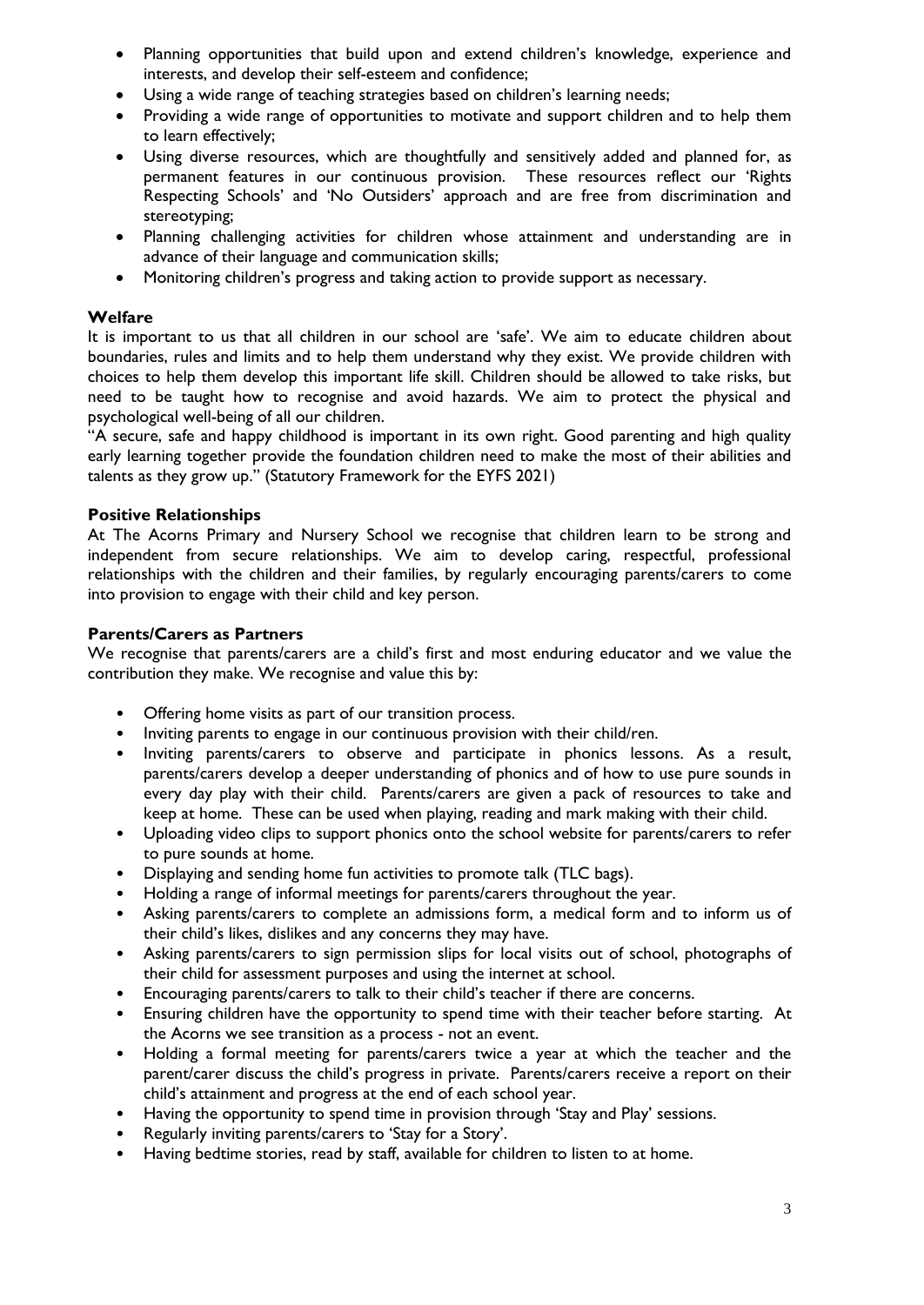- Planning opportunities that build upon and extend children's knowledge, experience and interests, and develop their self-esteem and confidence;
- Using a wide range of teaching strategies based on children's learning needs;
- Providing a wide range of opportunities to motivate and support children and to help them to learn effectively;
- Using diverse resources, which are thoughtfully and sensitively added and planned for, as permanent features in our continuous provision. These resources reflect our 'Rights Respecting Schools' and 'No Outsiders' approach and are free from discrimination and stereotyping;
- Planning challenging activities for children whose attainment and understanding are in advance of their language and communication skills;
- Monitoring children's progress and taking action to provide support as necessary.

**Welfare**

It is important to us that all children in our school are 'safe'. We aim to educate children about boundaries, rules and limits and to help them understand why they exist. We provide children with choices to help them develop this important life skill. Children should be allowed to take risks, but need to be taught how to recognise and avoid hazards. We aim to protect the physical and psychological well-being of all our children.

"A secure, safe and happy childhood is important in its own right. Good parenting and high quality early learning together provide the foundation children need to make the most of their abilities and talents as they grow up." (Statutory Framework for the EYFS 2021)

**Positive Relationships**

At The Acorns Primary and Nursery School we recognise that children learn to be strong and independent from secure relationships. We aim to develop caring, respectful, professional relationships with the children and their families, by regularly encouraging parents/carers to come into provision to engage with their child and key person.

**Parents/Carers as Partners**

We recognise that parents/carers are a child's first and most enduring educator and we value the contribution they make. We recognise and value this by:

- Offering home visits as part of our transition process.
- Inviting parents to engage in our continuous provision with their child/ren.
- Inviting parents/carers to observe and participate in phonics lessons. As a result, parents/carers develop a deeper understanding of phonics and of how to use pure sounds in every day play with their child. Parents/carers are given a pack of resources to take and keep at home. These can be used when playing, reading and mark making with their child.
- Uploading video clips to support phonics onto the school website for parents/carers to refer to pure sounds at home.
- Displaying and sending home fun activities to promote talk (TLC bags).
- Holding a range of informal meetings for parents/carers throughout the year.
- Asking parents/carers to complete an admissions form, a medical form and to inform us of their child's likes, dislikes and any concerns they may have.
- Asking parents/carers to sign permission slips for local visits out of school, photographs of their child for assessment purposes and using the internet at school.
- Encouraging parents/carers to talk to their child's teacher if there are concerns.
- Ensuring children have the opportunity to spend time with their teacher before starting. At the Acorns we see transition as a process - not an event.
- Holding a formal meeting for parents/carers twice a year at which the teacher and the parent/carer discuss the child's progress in private. Parents/carers receive a report on their child's attainment and progress at the end of each school year.
- Having the opportunity to spend time in provision through 'Stay and Play' sessions.
- Regularly inviting parents/carers to 'Stay for a Story'.
- Having bedtime stories, read by staff, available for children to listen to at home.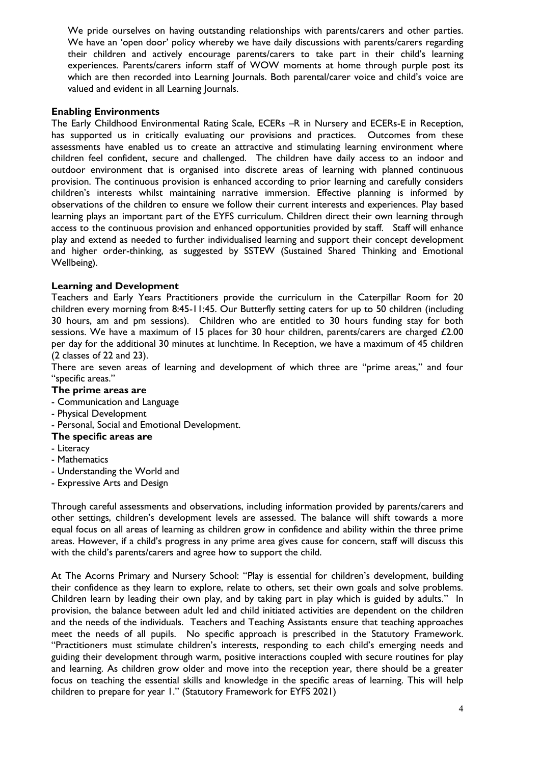We pride ourselves on having outstanding relationships with parents/carers and other parties. We have an 'open door' policy whereby we have daily discussions with parents/carers regarding their children and actively encourage parents/carers to take part in their child's learning experiences. Parents/carers inform staff of WOW moments at home through purple post its which are then recorded into Learning Journals. Both parental/carer voice and child's voice are valued and evident in all Learning Journals.

**Enabling Environments**

The Early Childhood Environmental Rating Scale, ECERs –R in Nursery and ECERs-E in Reception, has supported us in critically evaluating our provisions and practices. Outcomes from these assessments have enabled us to create an attractive and stimulating learning environment where children feel confident, secure and challenged. The children have daily access to an indoor and outdoor environment that is organised into discrete areas of learning with planned continuous provision. The continuous provision is enhanced according to prior learning and carefully considers children's interests whilst maintaining narrative immersion. Effective planning is informed by observations of the children to ensure we follow their current interests and experiences. Play based learning plays an important part of the EYFS curriculum. Children direct their own learning through access to the continuous provision and enhanced opportunities provided by staff. Staff will enhance play and extend as needed to further individualised learning and support their concept development and higher order-thinking, as suggested by SSTEW (Sustained Shared Thinking and Emotional Wellbeing).

**Learning and Development**

Teachers and Early Years Practitioners provide the curriculum in the Caterpillar Room for 20 children every morning from 8:45-11:45. Our Butterfly setting caters for up to 50 children (including 30 hours, am and pm sessions). Children who are entitled to 30 hours funding stay for both sessions. We have a maximum of 15 places for 30 hour children, parents/carers are charged £2.00 per day for the additional 30 minutes at lunchtime. In Reception, we have a maximum of 45 children (2 classes of 22 and 23).

There are seven areas of learning and development of which three are "prime areas," and four "specific areas."

**The prime areas are**

- Communication and Language
- Physical Development
- Personal, Social and Emotional Development.

**The specific areas are**

- Literacy
- Mathematics
- Understanding the World and
- Expressive Arts and Design

Through careful assessments and observations, including information provided by parents/carers and other settings, children's development levels are assessed. The balance will shift towards a more equal focus on all areas of learning as children grow in confidence and ability within the three prime areas. However, if a child's progress in any prime area gives cause for concern, staff will discuss this with the child's parents/carers and agree how to support the child.

At The Acorns Primary and Nursery School: "Play is essential for children's development, building their confidence as they learn to explore, relate to others, set their own goals and solve problems. Children learn by leading their own play, and by taking part in play which is guided by adults." In provision, the balance between adult led and child initiated activities are dependent on the children and the needs of the individuals. Teachers and Teaching Assistants ensure that teaching approaches meet the needs of all pupils. No specific approach is prescribed in the Statutory Framework. "Practitioners must stimulate children's interests, responding to each child's emerging needs and guiding their development through warm, positive interactions coupled with secure routines for play and learning. As children grow older and move into the reception year, there should be a greater focus on teaching the essential skills and knowledge in the specific areas of learning. This will help children to prepare for year 1." (Statutory Framework for EYFS 2021)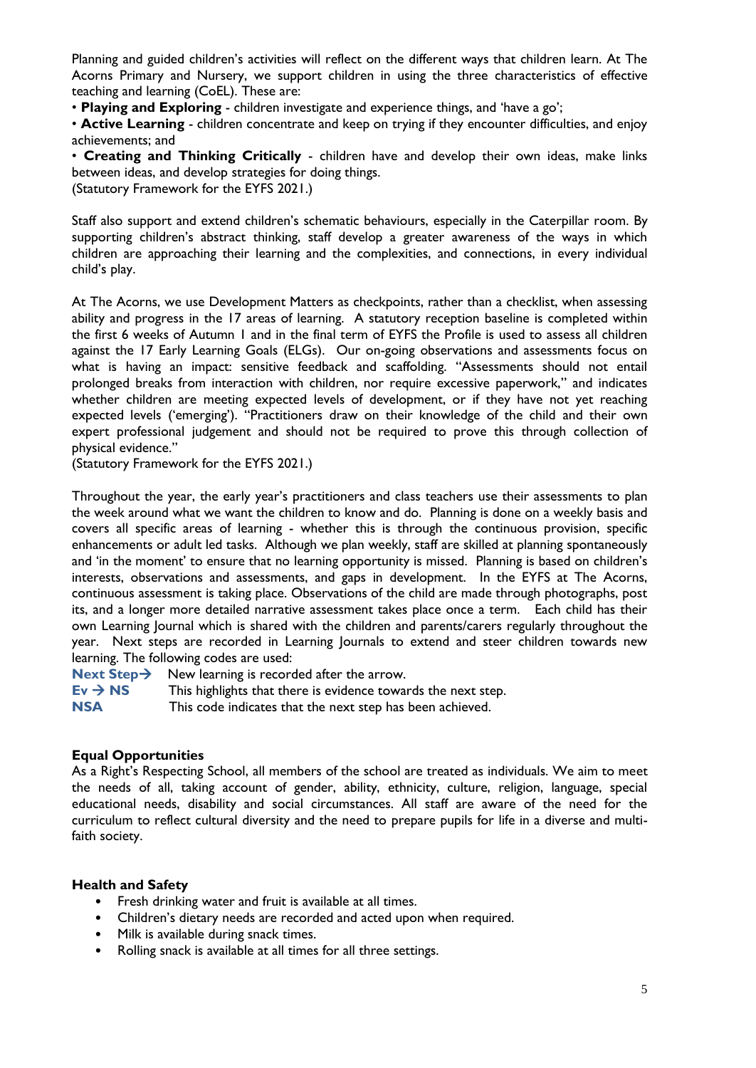Planning and guided children's activities will reflect on the different ways that children learn. At The Acorns Primary and Nursery, we support children in using the three characteristics of effective teaching and learning (CoEL). These are:

• **Playing and Exploring** - children investigate and experience things, and 'have a go';

• **Active Learning** - children concentrate and keep on trying if they encounter difficulties, and enjoy achievements; and

• **Creating and Thinking Critically** - children have and develop their own ideas, make links between ideas, and develop strategies for doing things.

(Statutory Framework for the EYFS 2021.)

Staff also support and extend children's schematic behaviours, especially in the Caterpillar room. By supporting children's abstract thinking, staff develop a greater awareness of the ways in which children are approaching their learning and the complexities, and connections, in every individual child's play.

At The Acorns, we use Development Matters as checkpoints, rather than a checklist, when assessing ability and progress in the 17 areas of learning. A statutory reception baseline is completed within the first 6 weeks of Autumn 1 and in the final term of EYFS the Profile is used to assess all children against the 17 Early Learning Goals (ELGs). Our on-going observations and assessments focus on what is having an impact: sensitive feedback and scaffolding. "Assessments should not entail prolonged breaks from interaction with children, nor require excessive paperwork," and indicates whether children are meeting expected levels of development, or if they have not yet reaching expected levels ('emerging'). "Practitioners draw on their knowledge of the child and their own expert professional judgement and should not be required to prove this through collection of physical evidence."

(Statutory Framework for the EYFS 2021.)

Throughout the year, the early year's practitioners and class teachers use their assessments to plan the week around what we want the children to know and do. Planning is done on a weekly basis and covers all specific areas of learning - whether this is through the continuous provision, specific enhancements or adult led tasks. Although we plan weekly, staff are skilled at planning spontaneously and 'in the moment' to ensure that no learning opportunity is missed. Planning is based on children's interests, observations and assessments, and gaps in development. In the EYFS at The Acorns, continuous assessment is taking place. Observations of the child are made through photographs, post its, and a longer more detailed narrative assessment takes place once a term. Each child has their own Learning Journal which is shared with the children and parents/carers regularly throughout the year. Next steps are recorded in Learning Journals to extend and steer children towards new learning. The following codes are used:

**Next Step→** New learning is recorded after the arrow.
**Ev → NS** This highlights that there is evidence towards the next step.
**NSA** This code indicates that the next step has been achieved.

**Equal Opportunities**

As a Right's Respecting School, all members of the school are treated as individuals. We aim to meet the needs of all, taking account of gender, ability, ethnicity, culture, religion, language, special educational needs, disability and social circumstances. All staff are aware of the need for the curriculum to reflect cultural diversity and the need to prepare pupils for life in a diverse and multi-faith society.

**Health and Safety**

- Fresh drinking water and fruit is available at all times.
- Children's dietary needs are recorded and acted upon when required.
- Milk is available during snack times.
- Rolling snack is available at all times for all three settings.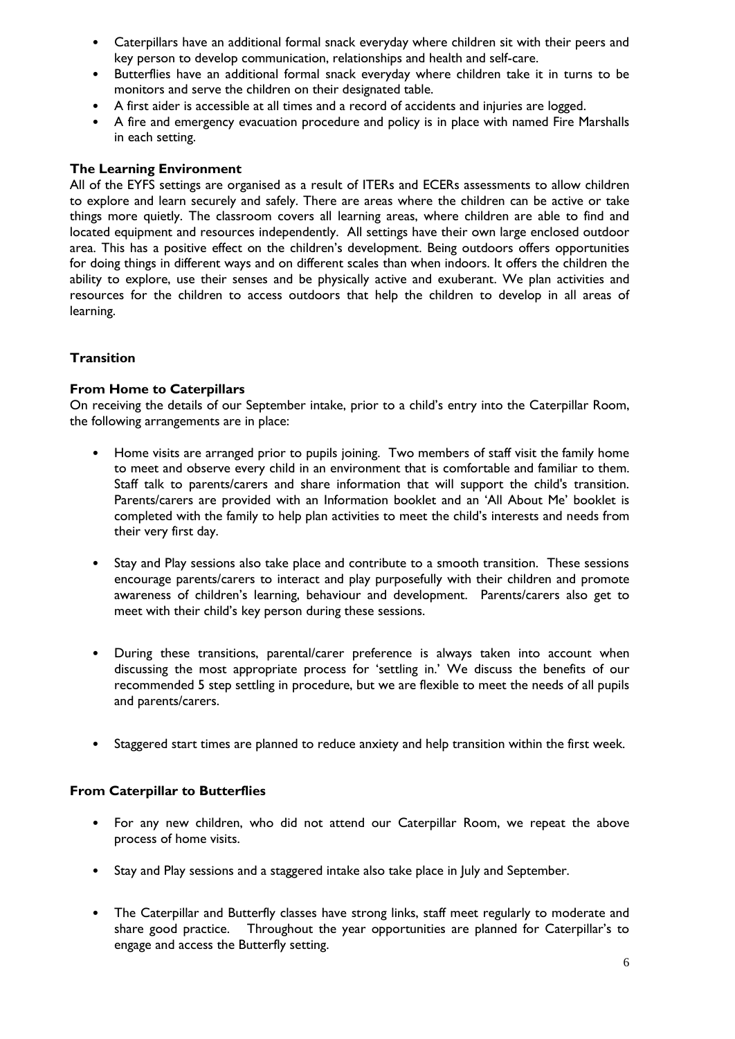- Caterpillars have an additional formal snack everyday where children sit with their peers and key person to develop communication, relationships and health and self-care.
- Butterflies have an additional formal snack everyday where children take it in turns to be monitors and serve the children on their designated table.
- A first aider is accessible at all times and a record of accidents and injuries are logged.
- A fire and emergency evacuation procedure and policy is in place with named Fire Marshalls in each setting.

**The Learning Environment**

All of the EYFS settings are organised as a result of ITERs and ECERs assessments to allow children to explore and learn securely and safely. There are areas where the children can be active or take things more quietly. The classroom covers all learning areas, where children are able to find and located equipment and resources independently. All settings have their own large enclosed outdoor area. This has a positive effect on the children's development. Being outdoors offers opportunities for doing things in different ways and on different scales than when indoors. It offers the children the ability to explore, use their senses and be physically active and exuberant. We plan activities and resources for the children to access outdoors that help the children to develop in all areas of learning.

**Transition**

**From Home to Caterpillars**

On receiving the details of our September intake, prior to a child's entry into the Caterpillar Room, the following arrangements are in place:

- Home visits are arranged prior to pupils joining. Two members of staff visit the family home to meet and observe every child in an environment that is comfortable and familiar to them. Staff talk to parents/carers and share information that will support the child's transition. Parents/carers are provided with an Information booklet and an 'All About Me' booklet is completed with the family to help plan activities to meet the child's interests and needs from their very first day.

- Stay and Play sessions also take place and contribute to a smooth transition. These sessions encourage parents/carers to interact and play purposefully with their children and promote awareness of children's learning, behaviour and development. Parents/carers also get to meet with their child's key person during these sessions.

- During these transitions, parental/carer preference is always taken into account when discussing the most appropriate process for 'settling in.' We discuss the benefits of our recommended 5 step settling in procedure, but we are flexible to meet the needs of all pupils and parents/carers.

- Staggered start times are planned to reduce anxiety and help transition within the first week.

**From Caterpillar to Butterflies**

- For any new children, who did not attend our Caterpillar Room, we repeat the above process of home visits.

- Stay and Play sessions and a staggered intake also take place in July and September.

- The Caterpillar and Butterfly classes have strong links, staff meet regularly to moderate and share good practice. Throughout the year opportunities are planned for Caterpillar's to engage and access the Butterfly setting.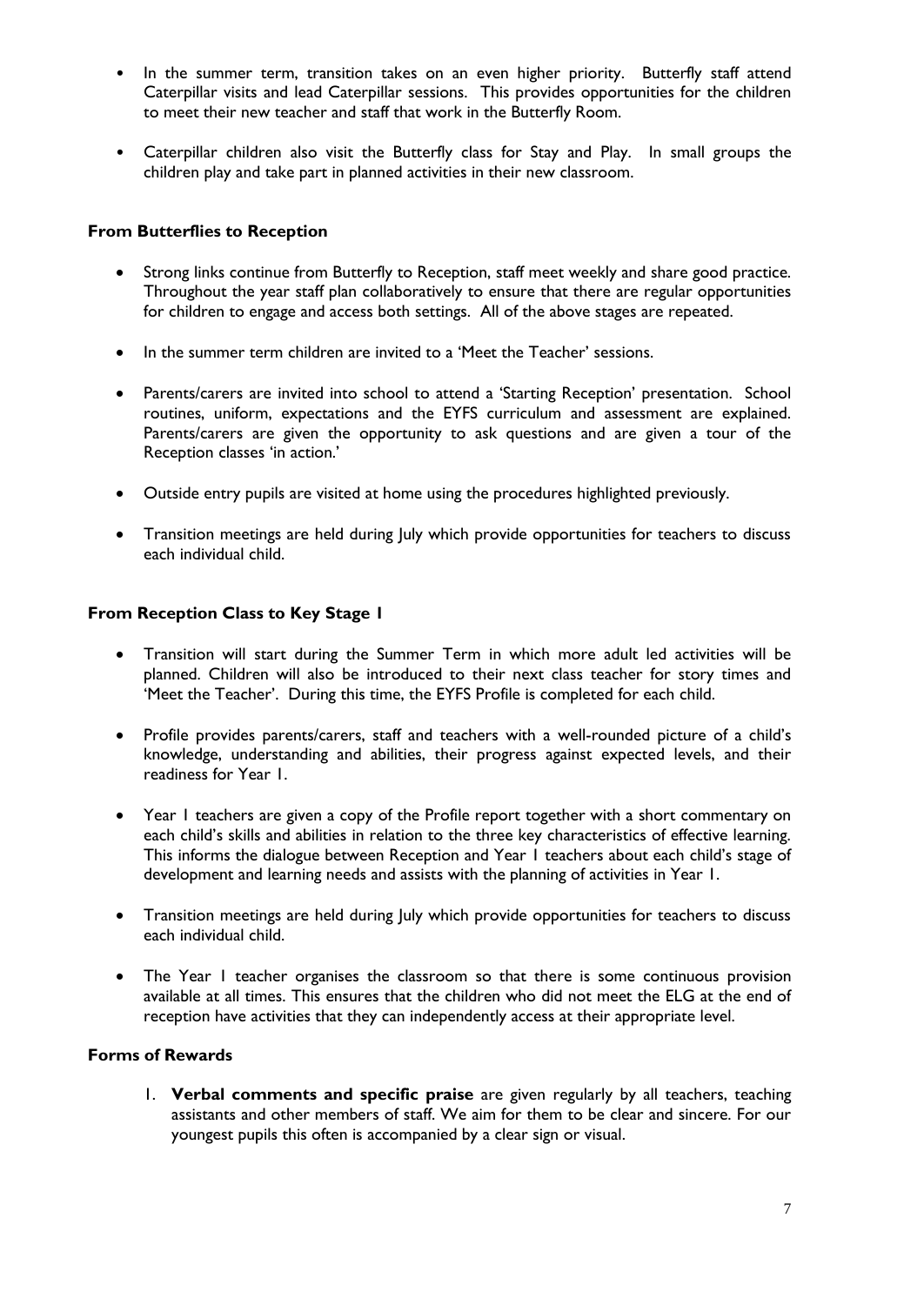- In the summer term, transition takes on an even higher priority. Butterfly staff attend Caterpillar visits and lead Caterpillar sessions. This provides opportunities for the children to meet their new teacher and staff that work in the Butterfly Room.
- Caterpillar children also visit the Butterfly class for Stay and Play. In small groups the children play and take part in planned activities in their new classroom.

**From Butterflies to Reception**

- Strong links continue from Butterfly to Reception, staff meet weekly and share good practice. Throughout the year staff plan collaboratively to ensure that there are regular opportunities for children to engage and access both settings. All of the above stages are repeated.
- In the summer term children are invited to a 'Meet the Teacher' sessions.
- Parents/carers are invited into school to attend a 'Starting Reception' presentation. School routines, uniform, expectations and the EYFS curriculum and assessment are explained. Parents/carers are given the opportunity to ask questions and are given a tour of the Reception classes 'in action.'
- Outside entry pupils are visited at home using the procedures highlighted previously.
- Transition meetings are held during July which provide opportunities for teachers to discuss each individual child.

**From Reception Class to Key Stage 1**

- Transition will start during the Summer Term in which more adult led activities will be planned. Children will also be introduced to their next class teacher for story times and 'Meet the Teacher'. During this time, the EYFS Profile is completed for each child.
- Profile provides parents/carers, staff and teachers with a well-rounded picture of a child's knowledge, understanding and abilities, their progress against expected levels, and their readiness for Year 1.
- Year 1 teachers are given a copy of the Profile report together with a short commentary on each child's skills and abilities in relation to the three key characteristics of effective learning. This informs the dialogue between Reception and Year 1 teachers about each child's stage of development and learning needs and assists with the planning of activities in Year 1.
- Transition meetings are held during July which provide opportunities for teachers to discuss each individual child.
- The Year 1 teacher organises the classroom so that there is some continuous provision available at all times. This ensures that the children who did not meet the ELG at the end of reception have activities that they can independently access at their appropriate level.

**Forms of Rewards**

1. **Verbal comments and specific praise** are given regularly by all teachers, teaching assistants and other members of staff. We aim for them to be clear and sincere. For our youngest pupils this often is accompanied by a clear sign or visual.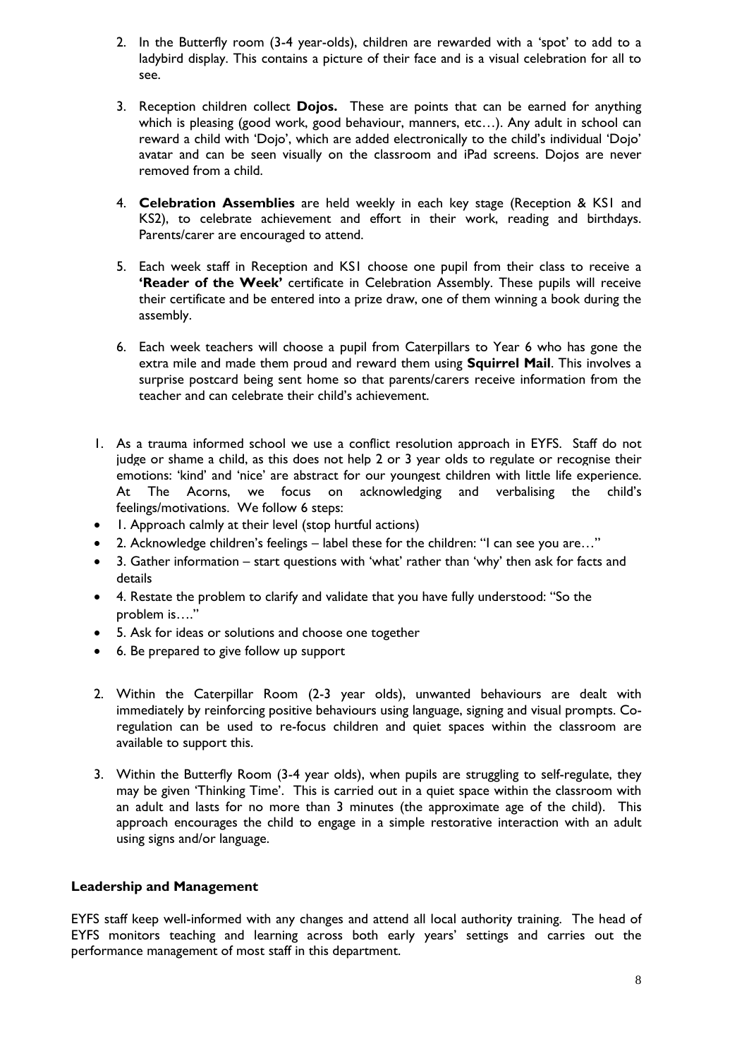2. In the Butterfly room (3-4 year-olds), children are rewarded with a 'spot' to add to a ladybird display. This contains a picture of their face and is a visual celebration for all to see.

3. Reception children collect **Dojos.** These are points that can be earned for anything which is pleasing (good work, good behaviour, manners, etc…). Any adult in school can reward a child with 'Dojo', which are added electronically to the child's individual 'Dojo' avatar and can be seen visually on the classroom and iPad screens. Dojos are never removed from a child.

4. **Celebration Assemblies** are held weekly in each key stage (Reception & KS1 and KS2), to celebrate achievement and effort in their work, reading and birthdays. Parents/carer are encouraged to attend.

5. Each week staff in Reception and KS1 choose one pupil from their class to receive a **'Reader of the Week'** certificate in Celebration Assembly. These pupils will receive their certificate and be entered into a prize draw, one of them winning a book during the assembly.

6. Each week teachers will choose a pupil from Caterpillars to Year 6 who has gone the extra mile and made them proud and reward them using **Squirrel Mail**. This involves a surprise postcard being sent home so that parents/carers receive information from the teacher and can celebrate their child's achievement.

1. As a trauma informed school we use a conflict resolution approach in EYFS. Staff do not judge or shame a child, as this does not help 2 or 3 year olds to regulate or recognise their emotions: 'kind' and 'nice' are abstract for our youngest children with little life experience. At The Acorns, we focus on acknowledging and verbalising the child's feelings/motivations. We follow 6 steps:

- 1. Approach calmly at their level (stop hurtful actions)
- 2. Acknowledge children's feelings – label these for the children: "I can see you are…"
- 3. Gather information – start questions with 'what' rather than 'why' then ask for facts and details
- 4. Restate the problem to clarify and validate that you have fully understood: "So the problem is…."
- 5. Ask for ideas or solutions and choose one together
- 6. Be prepared to give follow up support

2. Within the Caterpillar Room (2-3 year olds), unwanted behaviours are dealt with immediately by reinforcing positive behaviours using language, signing and visual prompts. Co-regulation can be used to re-focus children and quiet spaces within the classroom are available to support this.

3. Within the Butterfly Room (3-4 year olds), when pupils are struggling to self-regulate, they may be given 'Thinking Time'. This is carried out in a quiet space within the classroom with an adult and lasts for no more than 3 minutes (the approximate age of the child). This approach encourages the child to engage in a simple restorative interaction with an adult using signs and/or language.

**Leadership and Management**

EYFS staff keep well-informed with any changes and attend all local authority training. The head of EYFS monitors teaching and learning across both early years' settings and carries out the performance management of most staff in this department.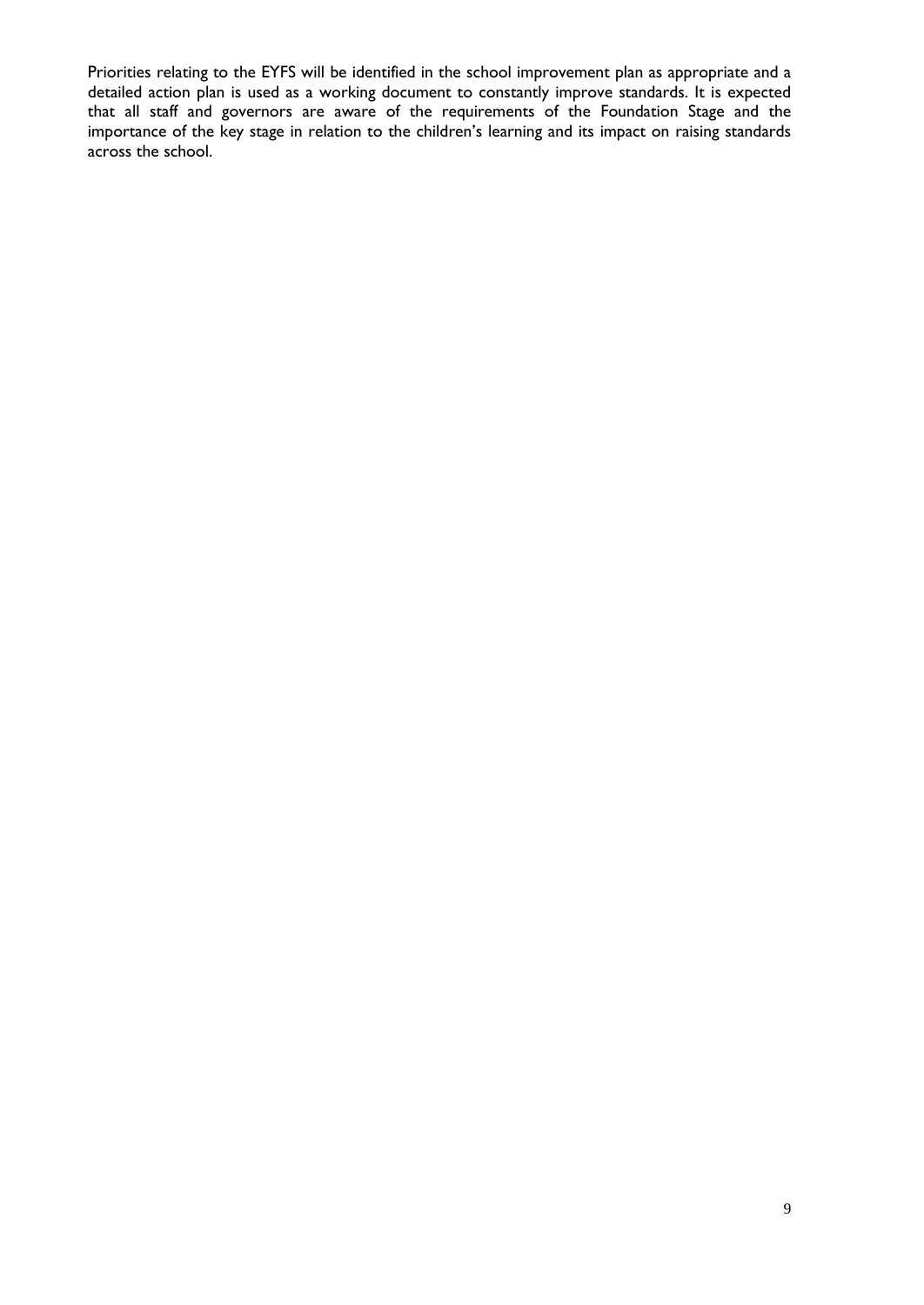Priorities relating to the EYFS will be identified in the school improvement plan as appropriate and a detailed action plan is used as a working document to constantly improve standards. It is expected that all staff and governors are aware of the requirements of the Foundation Stage and the importance of the key stage in relation to the children's learning and its impact on raising standards across the school.